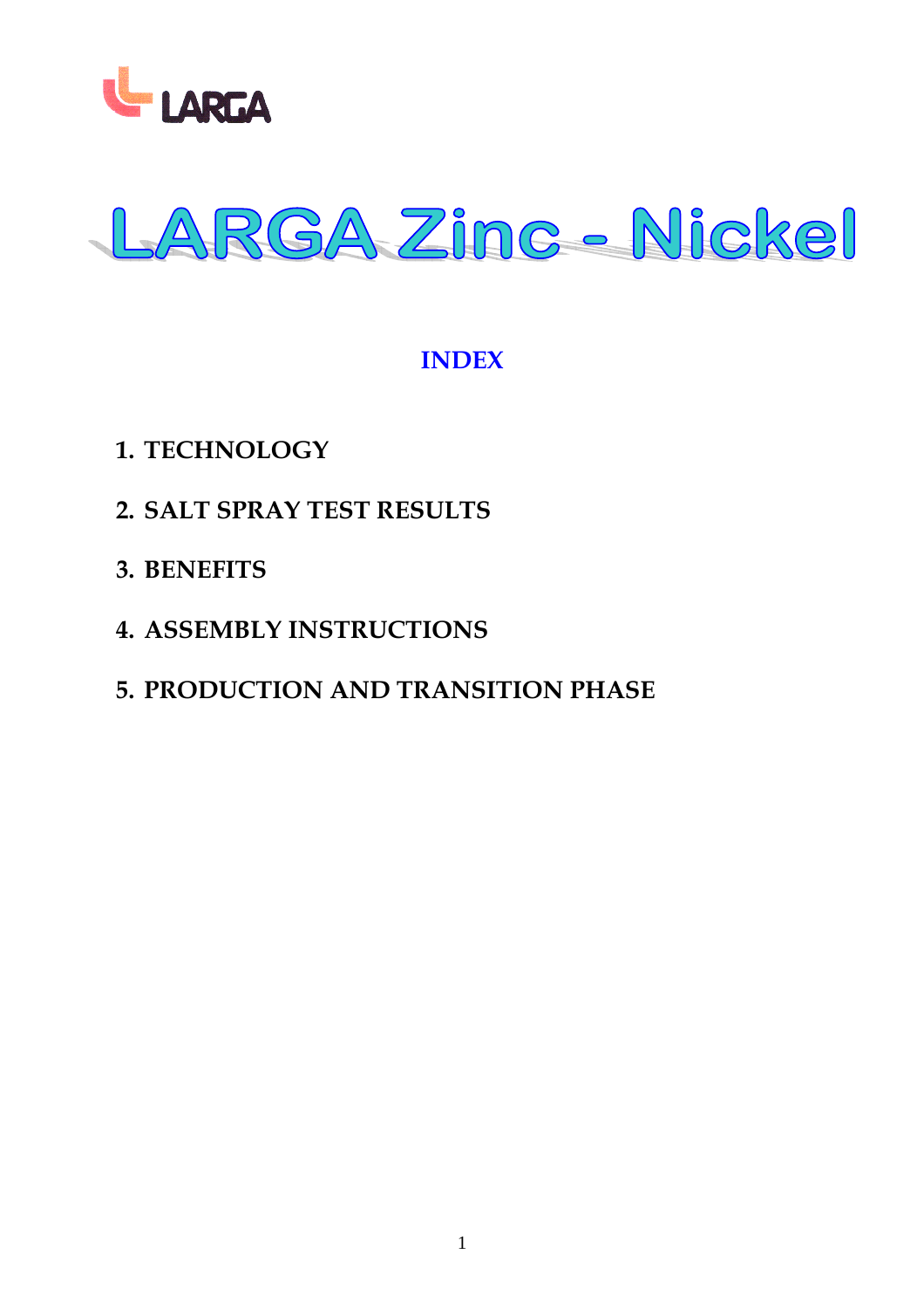LARGA

# LARGA Zinc - Nickel

## INDEX

1. **TECHNOLOGY**
2. **SALT SPRAY TEST RESULTS**
3. **BENEFITS**
4. **ASSEMBLY INSTRUCTIONS**
5. **PRODUCTION AND TRANSITION PHASE**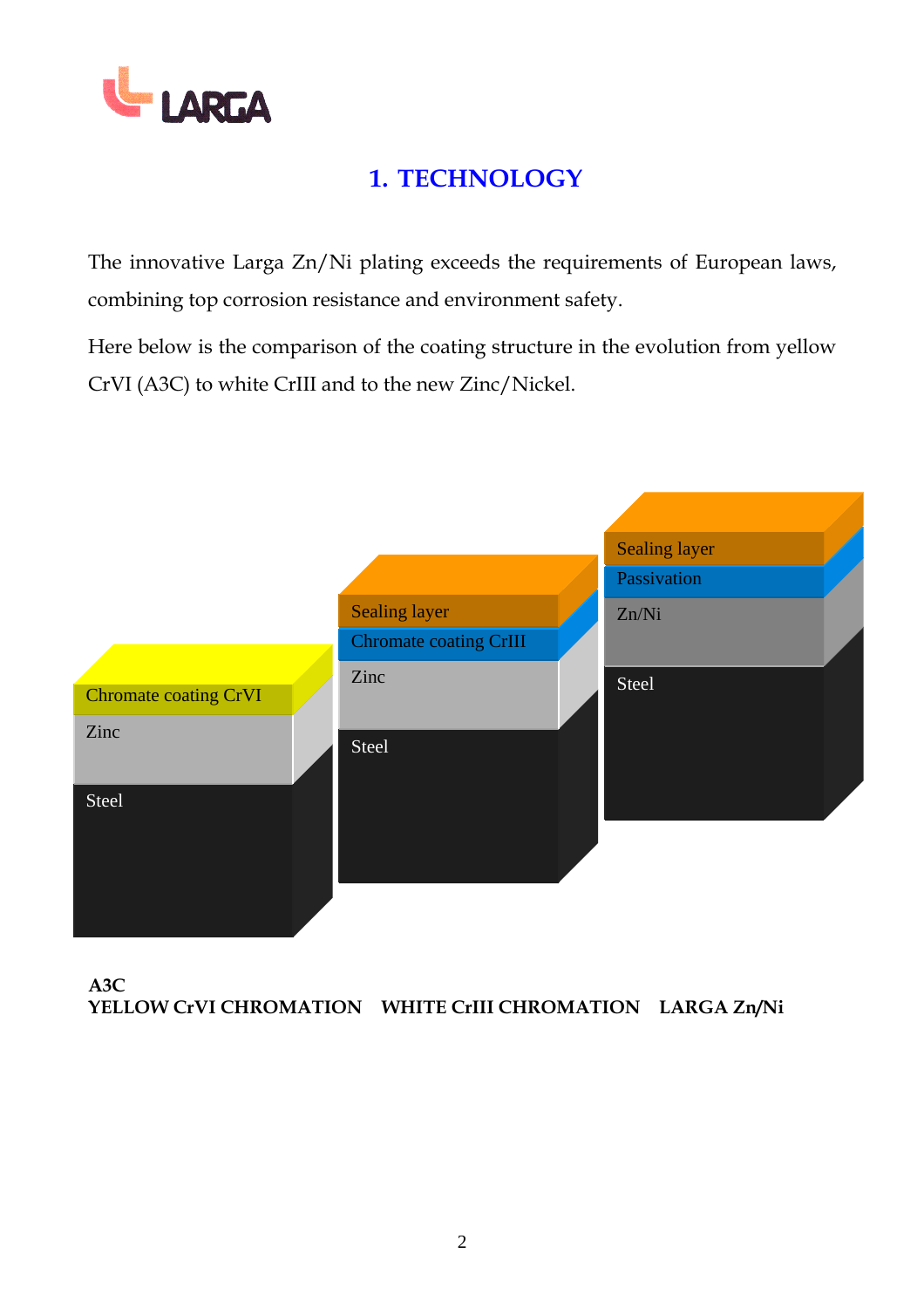# 1. TECHNOLOGY

The innovative Larga Zn/Ni plating exceeds the requirements of European laws, combining top corrosion resistance and environment safety.

Here below is the comparison of the coating structure in the evolution from yellow CrVI (A3C) to white CrIII and to the new Zinc/Nickel.

| A3C YELLOW CrVI CHROMATION | WHITE CrIII CHROMATION | LARGA Zn/Ni |
|---|---|---|
| | Sealing layer | Sealing layer |
| Chromate coating CrVI | Chromate coating CrIII | Passivation |
| Zinc | Zinc | Zn/Ni |
| Steel | Steel | Steel |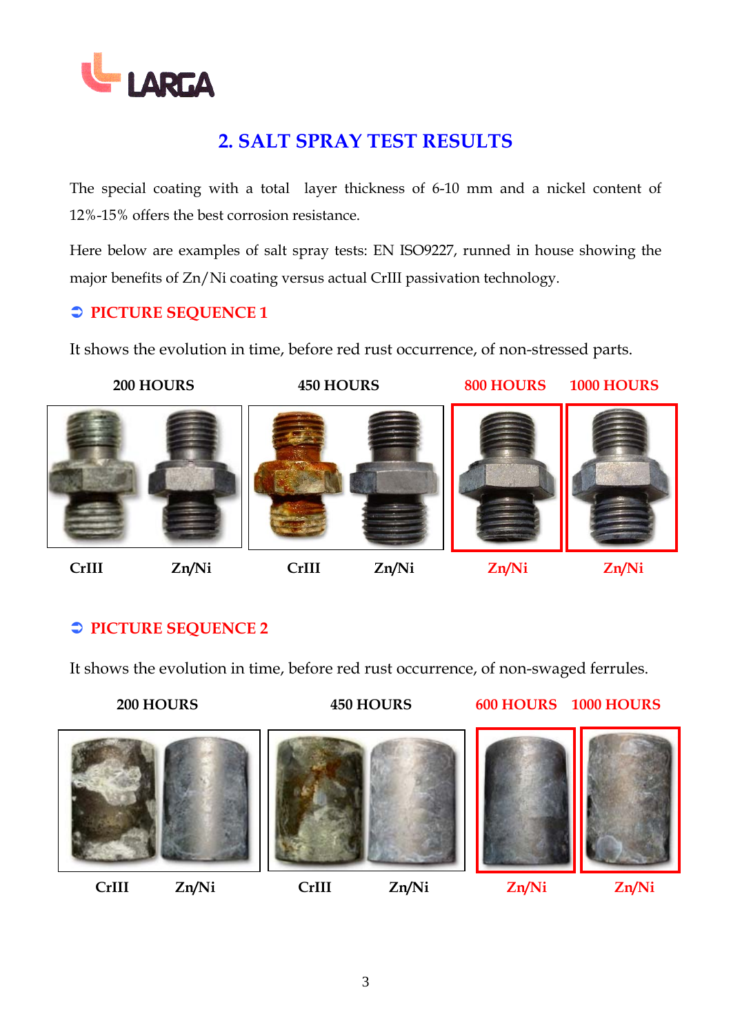## 2. SALT SPRAY TEST RESULTS

The special coating with a total layer thickness of 6-10 mm and a nickel content of 12%-15% offers the best corrosion resistance.

Here below are examples of salt spray tests: EN ISO9227, runned in house showing the major benefits of Zn/Ni coating versus actual CrIII passivation technology.

### ➲ PICTURE SEQUENCE 1

It shows the evolution in time, before red rust occurrence, of non-stressed parts.

| 200 HOURS | | 450 HOURS | | 800 HOURS | 1000 HOURS |
|---|---|---|---|---|---|
| CrIII | Zn/Ni | CrIII | Zn/Ni | Zn/Ni | Zn/Ni |

### ➲ PICTURE SEQUENCE 2

It shows the evolution in time, before red rust occurrence, of non-swaged ferrules.

| 200 HOURS | | 450 HOURS | | 600 HOURS | 1000 HOURS |
|---|---|---|---|---|---|
| CrIII | Zn/Ni | CrIII | Zn/Ni | Zn/Ni | Zn/Ni |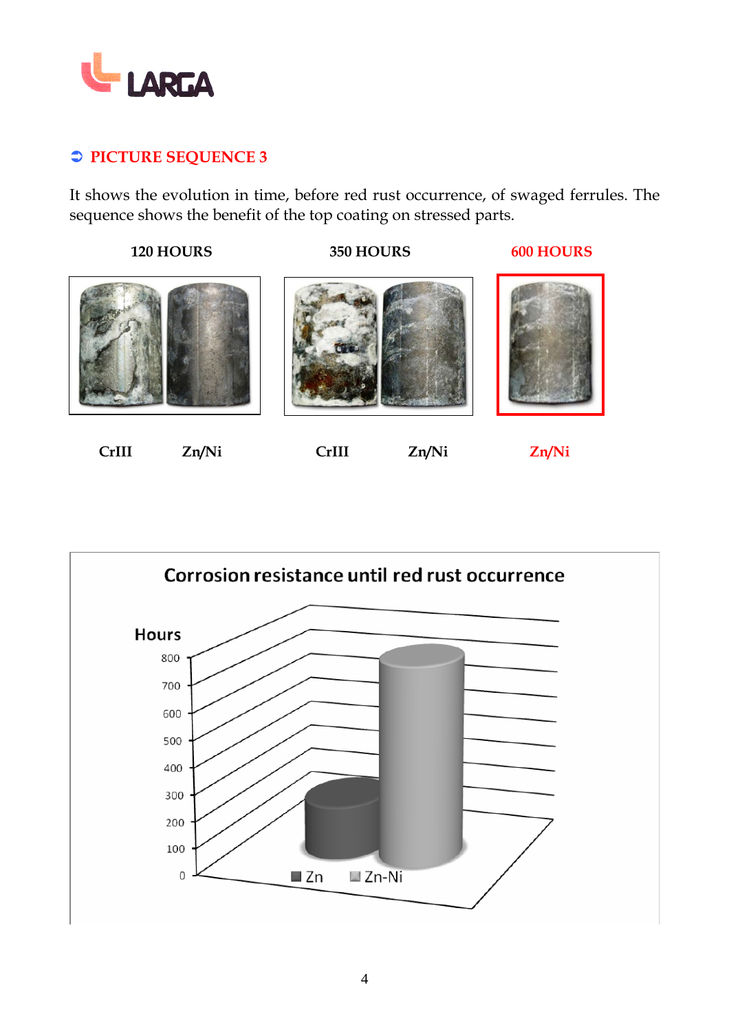## ➲ PICTURE SEQUENCE 3

It shows the evolution in time, before red rust occurrence, of swaged ferrules. The sequence shows the benefit of the top coating on stressed parts.

| 120 HOURS | | 350 HOURS | | 600 HOURS |
|---|---|---|---|---|
| CrIII | Zn/Ni | CrIII | Zn/Ni | Zn/Ni |

**Corrosion resistance until red rust occurrence**

Hours

0, 100, 200, 300, 400, 500, 600, 700, 800

Zn   Zn-Ni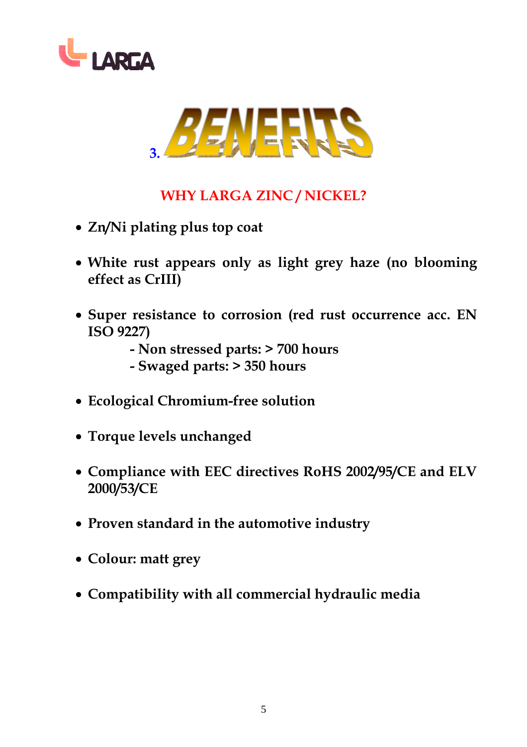LARGA

# 3. BENEFITS

## WHY LARGA ZINC / NICKEL?

- **Zn/Ni plating plus top coat**
- **White rust appears only as light grey haze (no blooming effect as CrIII)**
- **Super resistance to corrosion (red rust occurrence acc. EN ISO 9227)**
  - **- Non stressed parts: > 700 hours**
  - **- Swaged parts: > 350 hours**
- **Ecological Chromium-free solution**
- **Torque levels unchanged**
- **Compliance with EEC directives RoHS 2002/95/CE and ELV 2000/53/CE**
- **Proven standard in the automotive industry**
- **Colour: matt grey**
- **Compatibility with all commercial hydraulic media**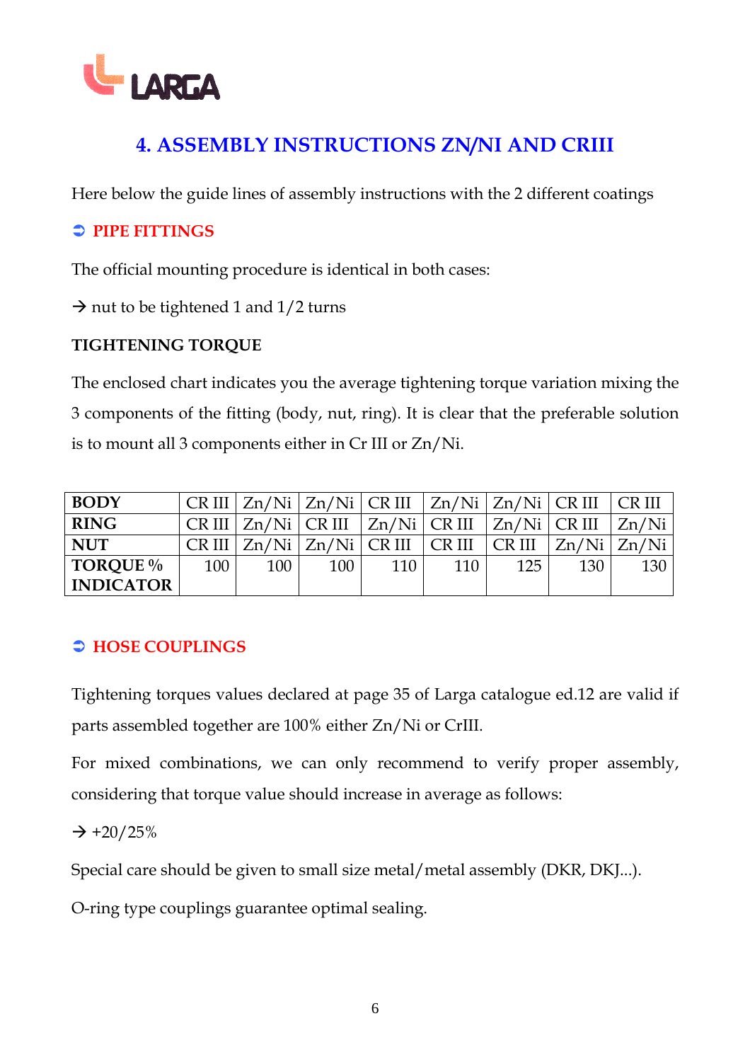LARGA

# 4. ASSEMBLY INSTRUCTIONS ZN/NI AND CRIII

Here below the guide lines of assembly instructions with the 2 different coatings

## ➲ PIPE FITTINGS

The official mounting procedure is identical in both cases:

→ nut to be tightened 1 and 1/2 turns

**TIGHTENING TORQUE**

The enclosed chart indicates you the average tightening torque variation mixing the 3 components of the fitting (body, nut, ring). It is clear that the preferable solution is to mount all 3 components either in Cr III or Zn/Ni.

| | | | | | | | | |
|---|---|---|---|---|---|---|---|---|
| **BODY** | CR III | Zn/Ni | Zn/Ni | CR III | Zn/Ni | Zn/Ni | CR III | CR III |
| **RING** | CR III | Zn/Ni | CR III | Zn/Ni | CR III | Zn/Ni | CR III | Zn/Ni |
| **NUT** | CR III | Zn/Ni | Zn/Ni | CR III | CR III | CR III | Zn/Ni | Zn/Ni |
| **TORQUE % INDICATOR** | 100 | 100 | 100 | 110 | 110 | 125 | 130 | 130 |

## ➲ HOSE COUPLINGS

Tightening torques values declared at page 35 of Larga catalogue ed.12 are valid if parts assembled together are 100% either Zn/Ni or CrIII.

For mixed combinations, we can only recommend to verify proper assembly, considering that torque value should increase in average as follows:

→ +20/25%

Special care should be given to small size metal/metal assembly (DKR, DKJ...).

O-ring type couplings guarantee optimal sealing.